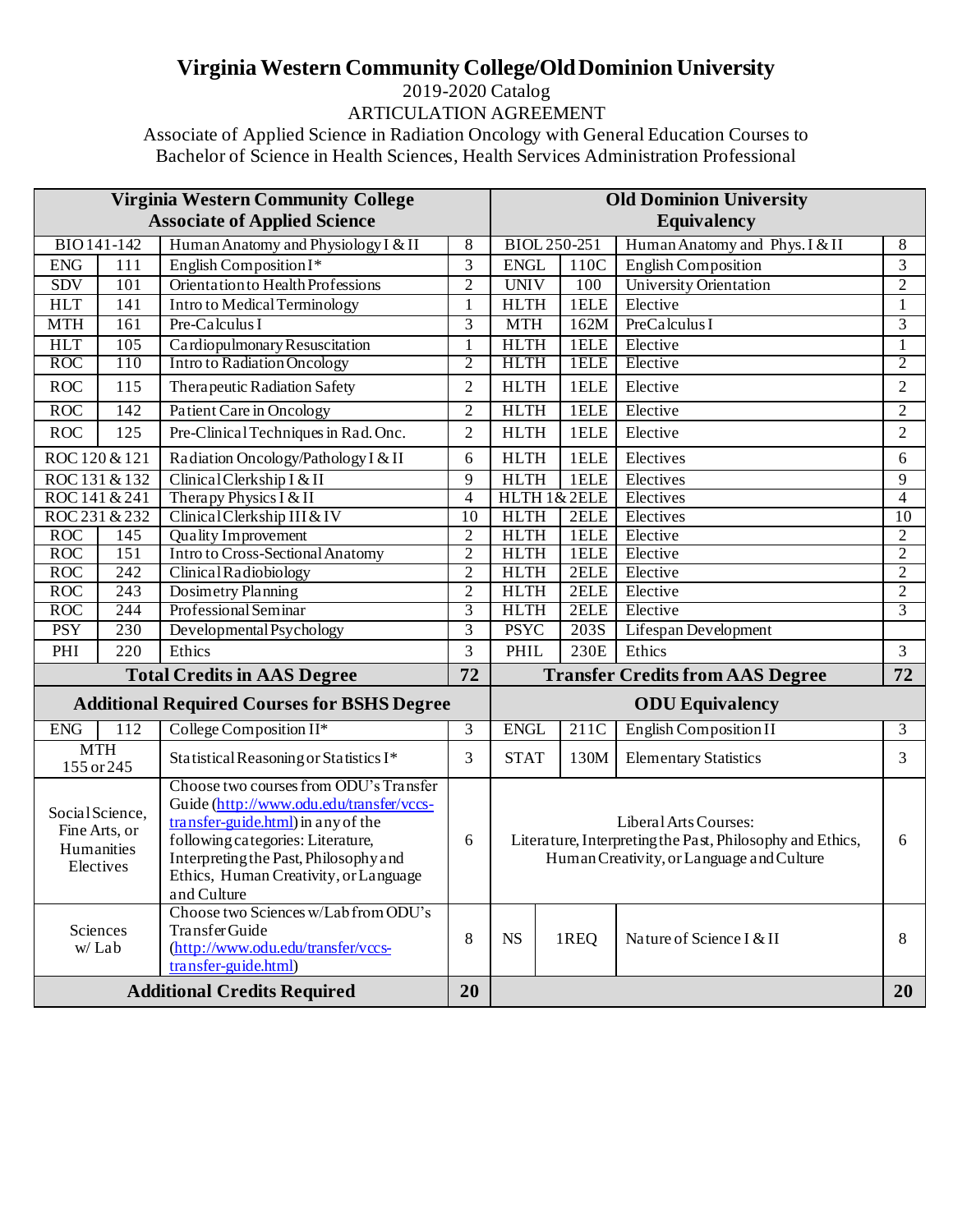# Virginia Western Community College/Old Dominion University

2019-2020 Catalog

ARTICULATION AGREEMENT

Associate of Applied Science in Radiation Oncology with General Education Courses to Bachelor of Science in Health Sciences, Health Services Administration Professional

| Virginia Western Community College Associate of Applied Science | | | | Old Dominion University Equivalency | | | |
|---|---|---|---|---|---|---|---|
| BIO 141-142 | | Human Anatomy and Physiology I & II | 8 | BIOL 250-251 | | Human Anatomy and Phys. I & II | 8 |
| ENG | 111 | English Composition I* | 3 | ENGL | 110C | English Composition | 3 |
| SDV | 101 | Orientation to Health Professions | 2 | UNIV | 100 | University Orientation | 2 |
| HLT | 141 | Intro to Medical Terminology | 1 | HLTH | 1ELE | Elective | 1 |
| MTH | 161 | Pre-Calculus I | 3 | MTH | 162M | PreCalculus I | 3 |
| HLT | 105 | Cardiopulmonary Resuscitation | 1 | HLTH | 1ELE | Elective | 1 |
| ROC | 110 | Intro to Radiation Oncology | 2 | HLTH | 1ELE | Elective | 2 |
| ROC | 115 | Therapeutic Radiation Safety | 2 | HLTH | 1ELE | Elective | 2 |
| ROC | 142 | Patient Care in Oncology | 2 | HLTH | 1ELE | Elective | 2 |
| ROC | 125 | Pre-Clinical Techniques in Rad. Onc. | 2 | HLTH | 1ELE | Elective | 2 |
| ROC 120 & 121 | | Radiation Oncology/Pathology I & II | 6 | HLTH | 1ELE | Electives | 6 |
| ROC 131 & 132 | | Clinical Clerkship I & II | 9 | HLTH | 1ELE | Electives | 9 |
| ROC 141 & 241 | | Therapy Physics I & II | 4 | HLTH 1& 2ELE | | Electives | 4 |
| ROC 231 & 232 | | Clinical Clerkship III & IV | 10 | HLTH | 2ELE | Electives | 10 |
| ROC | 145 | Quality Improvement | 2 | HLTH | 1ELE | Elective | 2 |
| ROC | 151 | Intro to Cross-Sectional Anatomy | 2 | HLTH | 1ELE | Elective | 2 |
| ROC | 242 | Clinical Radiobiology | 2 | HLTH | 2ELE | Elective | 2 |
| ROC | 243 | Dosimetry Planning | 2 | HLTH | 2ELE | Elective | 2 |
| ROC | 244 | Professional Seminar | 3 | HLTH | 2ELE | Elective | 3 |
| PSY | 230 | Developmental Psychology | 3 | PSYC | 203S | Lifespan Development | |
| PHI | 220 | Ethics | 3 | PHIL | 230E | Ethics | 3 |
| **Total Credits in AAS Degree** | | | **72** | **Transfer Credits from AAS Degree** | | | **72** |
| **Additional Required Courses for BSHS Degree** | | | | **ODU Equivalency** | | | |
| ENG | 112 | College Composition II* | 3 | ENGL | 211C | English Composition II | 3 |
| MTH 155 or 245 | | Statistical Reasoning or Statistics I* | 3 | STAT | 130M | Elementary Statistics | 3 |
| Social Science, Fine Arts, or Humanities Electives | | Choose two courses from ODU's Transfer Guide (http://www.odu.edu/transfer/vccs-transfer-guide.html) in any of the following categories: Literature, Interpreting the Past, Philosophy and Ethics, Human Creativity, or Language and Culture | 6 | Liberal Arts Courses: Literature, Interpreting the Past, Philosophy and Ethics, Human Creativity, or Language and Culture | | | 6 |
| Sciences w/ Lab | | Choose two Sciences w/Lab from ODU's Transfer Guide (http://www.odu.edu/transfer/vccs-transfer-guide.html) | 8 | NS | 1REQ | Nature of Science I & II | 8 |
| **Additional Credits Required** | | | **20** | | | | **20** |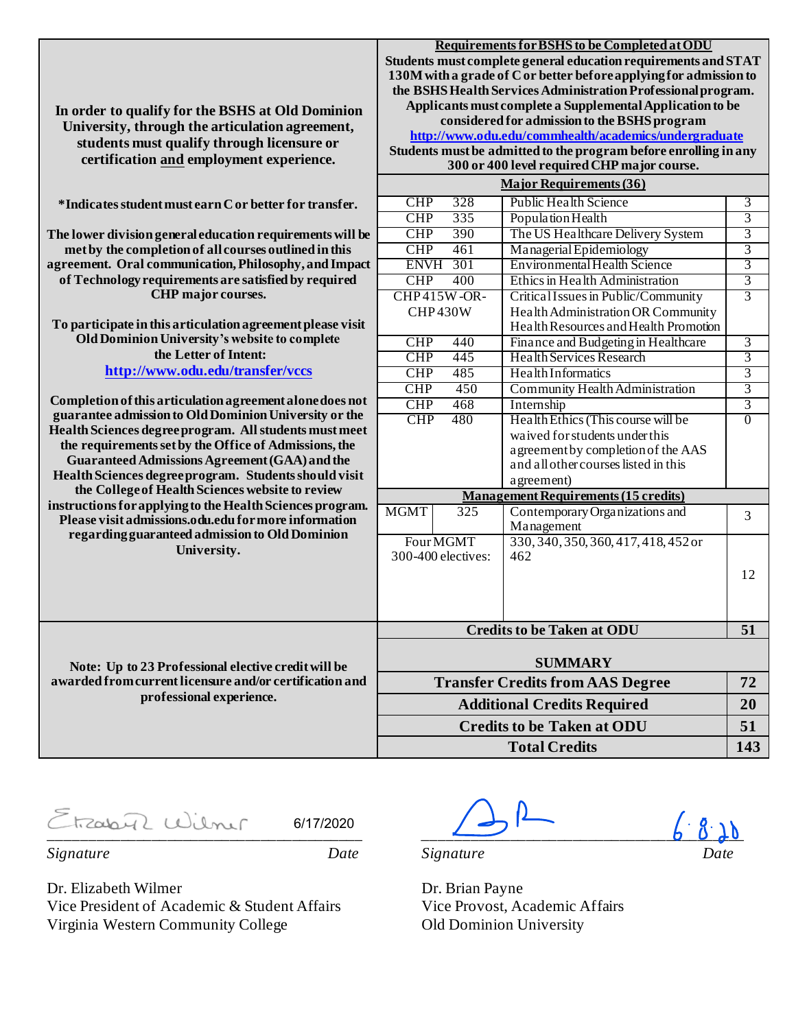**In order to qualify for the BSHS at Old Dominion University, through the articulation agreement, students must qualify through licensure or certification and employment experience.**

**\*Indicates student must earn C or better for transfer.**

**The lower division general education requirements will be met by the completion of all courses outlined in this agreement. Oral communication, Philosophy, and Impact of Technology requirements are satisfied by required CHP major courses.**

**To participate in this articulation agreement please visit Old Dominion University's website to complete the Letter of Intent:**
**http://www.odu.edu/transfer/vccs**

**Completion of this articulation agreement alone does not guarantee admission to Old Dominion University or the Health Sciences degree program. All students must meet the requirements set by the Office of Admissions, the Guaranteed Admissions Agreement (GAA) and the Health Sciences degree program. Students should visit the College of Health Sciences website to review instructions for applying to the Health Sciences program. Please visit admissions.odu.edu for more information regarding guaranteed admission to Old Dominion University.**

**Note: Up to 23 Professional elective credit will be awarded from current licensure and/or certification and professional experience.**

**Requirements for BSHS to be Completed at ODU**

**Students must complete general education requirements and STAT 130M with a grade of C or better before applying for admission to the BSHS Health Services Administration Professional program. Applicants must complete a Supplemental Application to be considered for admission to the BSHS program**
**http://www.odu.edu/commhealth/academics/undergraduate**
**Students must be admitted to the program before enrolling in any 300 or 400 level required CHP major course.**

| | | | |
|---|---|---|---|
| **Major Requirements (36)** | | | |
| CHP | 328 | Public Health Science | 3 |
| CHP | 335 | Population Health | 3 |
| CHP | 390 | The US Healthcare Delivery System | 3 |
| CHP | 461 | Managerial Epidemiology | 3 |
| ENVH | 301 | Environmental Health Science | 3 |
| CHP | 400 | Ethics in Health Administration | 3 |
| CHP 415W -OR- CHP 430W | | Critical Issues in Public/Community Health Administration OR Community Health Resources and Health Promotion | 3 |
| CHP | 440 | Finance and Budgeting in Healthcare | 3 |
| CHP | 445 | Health Services Research | 3 |
| CHP | 485 | Health Informatics | 3 |
| CHP | 450 | Community Health Administration | 3 |
| CHP | 468 | Internship | 3 |
| CHP | 480 | Health Ethics (This course will be waived for students under this agreement by completion of the AAS and all other courses listed in this agreement) | 0 |
| **Management Requirements (15 credits)** | | | |
| MGMT | 325 | Contemporary Organizations and Management | 3 |
| Four MGMT 300-400 electives: | | 330, 340, 350, 360, 417, 418, 452 or 462 | 12 |
| **Credits to be Taken at ODU** | | | **51** |

| | |
|---|---|
| **SUMMARY** | |
| **Transfer Credits from AAS Degree** | **72** |
| **Additional Credits Required** | **20** |
| **Credits to be Taken at ODU** | **51** |
| **Total Credits** | **143** |

Elizabeth Wilmer 6/17/2020
*Signature* *Date*

Dr. Elizabeth Wilmer
Vice President of Academic & Student Affairs
Virginia Western Community College

6.8.20
*Signature* *Date*

Dr. Brian Payne
Vice Provost, Academic Affairs
Old Dominion University